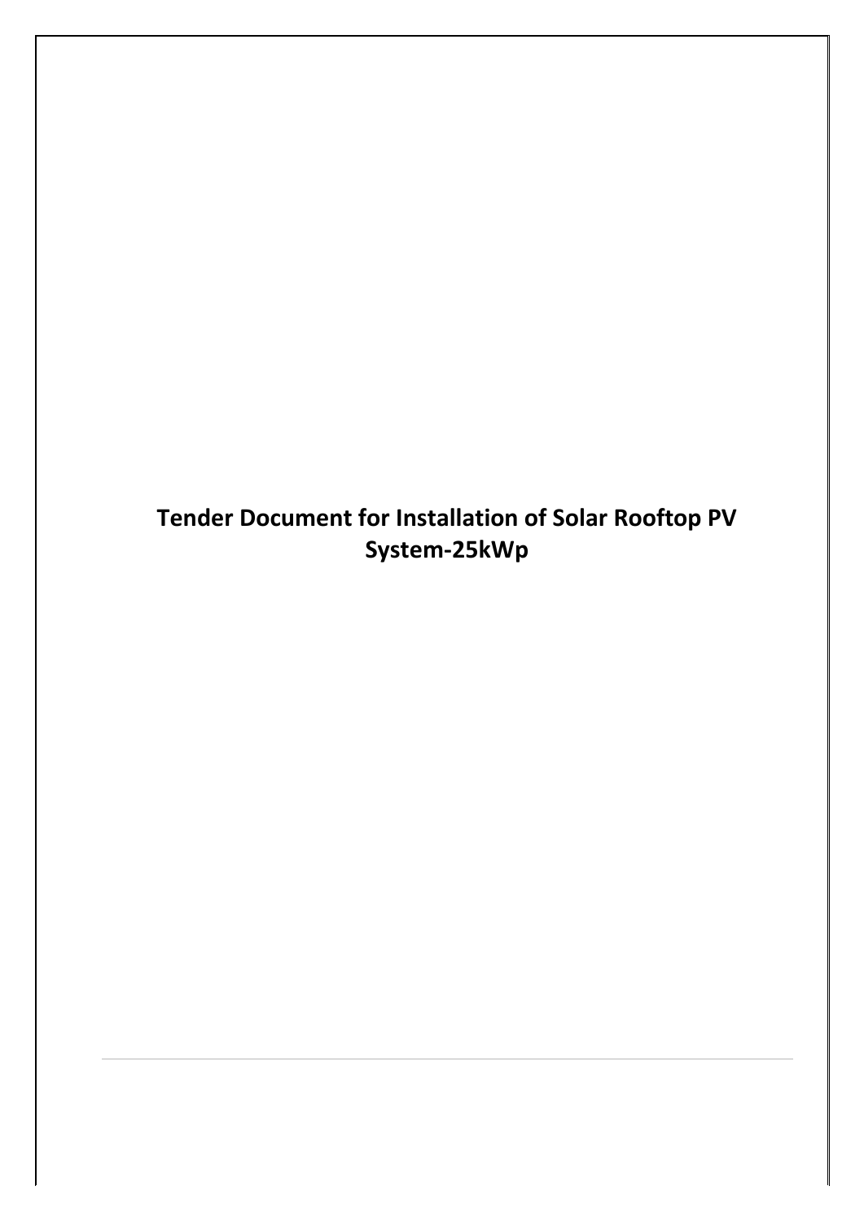# Tender Document for Installation of Solar Rooftop PV System-25kWp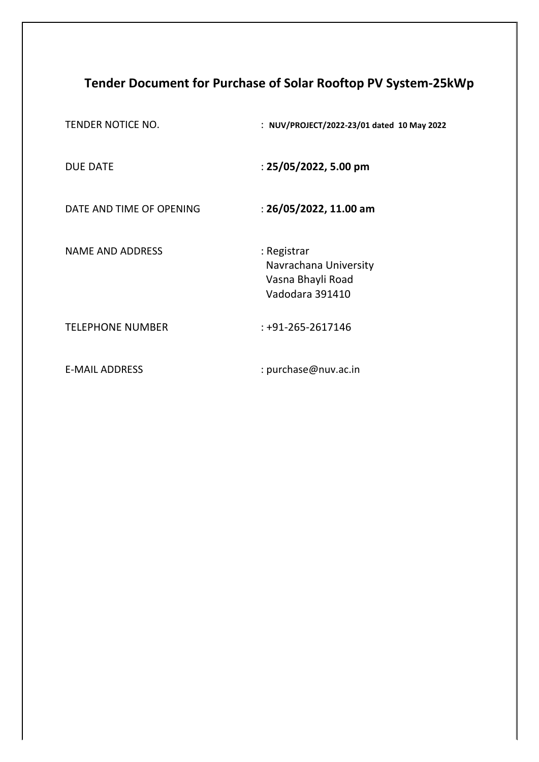# Tender Document for Purchase of Solar Rooftop PV System-25kWp

| | |
|---|---|
| TENDER NOTICE NO. | : **NUV/PROJECT/2022-23/01 dated 10 May 2022** |
| DUE DATE | : **25/05/2022, 5.00 pm** |
| DATE AND TIME OF OPENING | : **26/05/2022, 11.00 am** |
| NAME AND ADDRESS | : Registrar<br>Navrachana University<br>Vasna Bhayli Road<br>Vadodara 391410 |
| TELEPHONE NUMBER | : +91-265-2617146 |
| E-MAIL ADDRESS | : purchase@nuv.ac.in |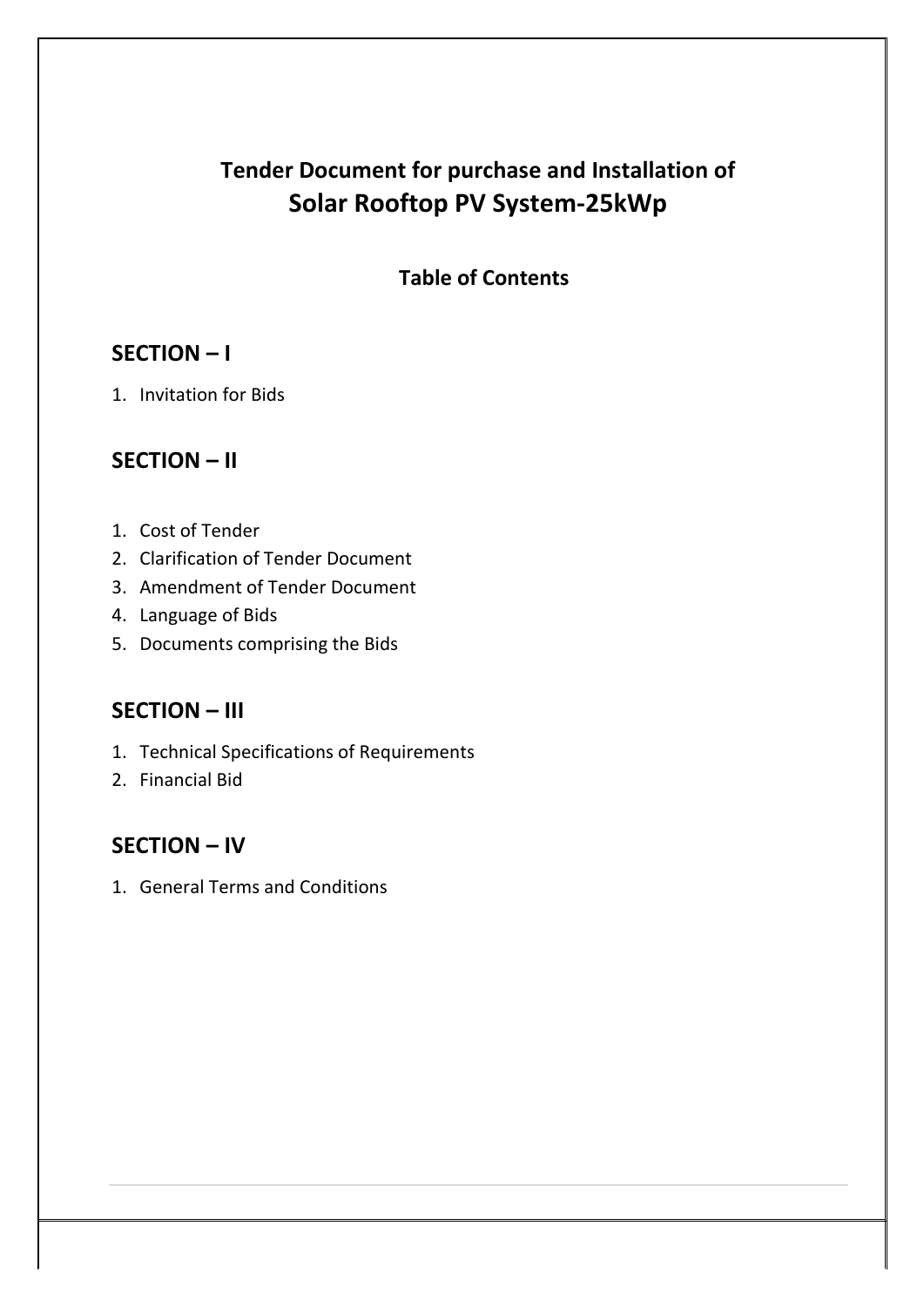# Tender Document for purchase and Installation of
# Solar Rooftop PV System-25kWp

### Table of Contents

## SECTION – I

1. Invitation for Bids

## SECTION – II

1. Cost of Tender
2. Clarification of Tender Document
3. Amendment of Tender Document
4. Language of Bids
5. Documents comprising the Bids

## SECTION – III

1. Technical Specifications of Requirements
2. Financial Bid

## SECTION – IV

1. General Terms and Conditions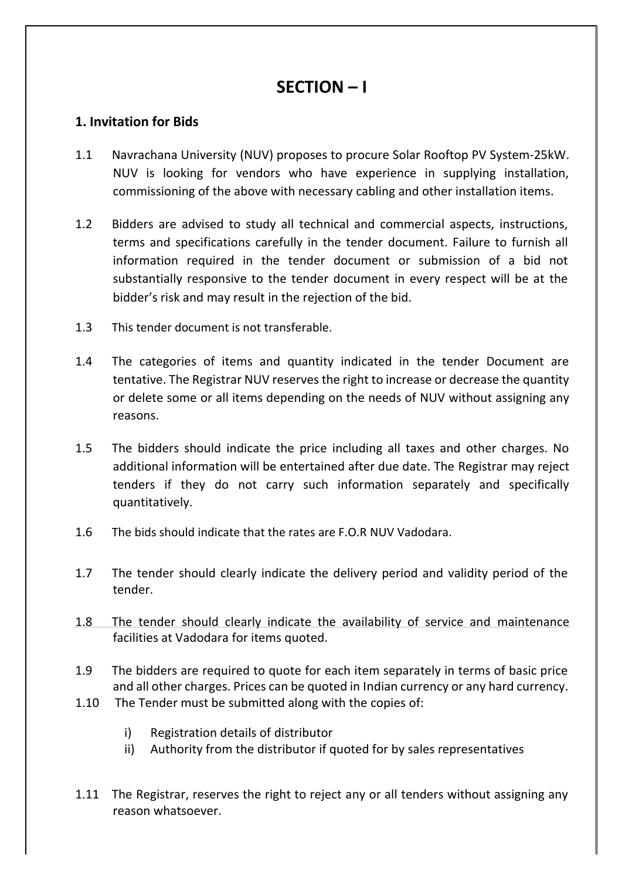# SECTION – I

## 1. Invitation for Bids

1.1 Navrachana University (NUV) proposes to procure Solar Rooftop PV System-25kW. NUV is looking for vendors who have experience in supplying installation, commissioning of the above with necessary cabling and other installation items.

1.2 Bidders are advised to study all technical and commercial aspects, instructions, terms and specifications carefully in the tender document. Failure to furnish all information required in the tender document or submission of a bid not substantially responsive to the tender document in every respect will be at the bidder's risk and may result in the rejection of the bid.

1.3 This tender document is not transferable.

1.4 The categories of items and quantity indicated in the tender Document are tentative. The Registrar NUV reserves the right to increase or decrease the quantity or delete some or all items depending on the needs of NUV without assigning any reasons.

1.5 The bidders should indicate the price including all taxes and other charges. No additional information will be entertained after due date. The Registrar may reject tenders if they do not carry such information separately and specifically quantitatively.

1.6 The bids should indicate that the rates are F.O.R NUV Vadodara.

1.7 The tender should clearly indicate the delivery period and validity period of the tender.

1.8 The tender should clearly indicate the availability of service and maintenance facilities at Vadodara for items quoted.

1.9 The bidders are required to quote for each item separately in terms of basic price and all other charges. Prices can be quoted in Indian currency or any hard currency.

1.10 The Tender must be submitted along with the copies of:

i) Registration details of distributor
ii) Authority from the distributor if quoted for by sales representatives

1.11 The Registrar, reserves the right to reject any or all tenders without assigning any reason whatsoever.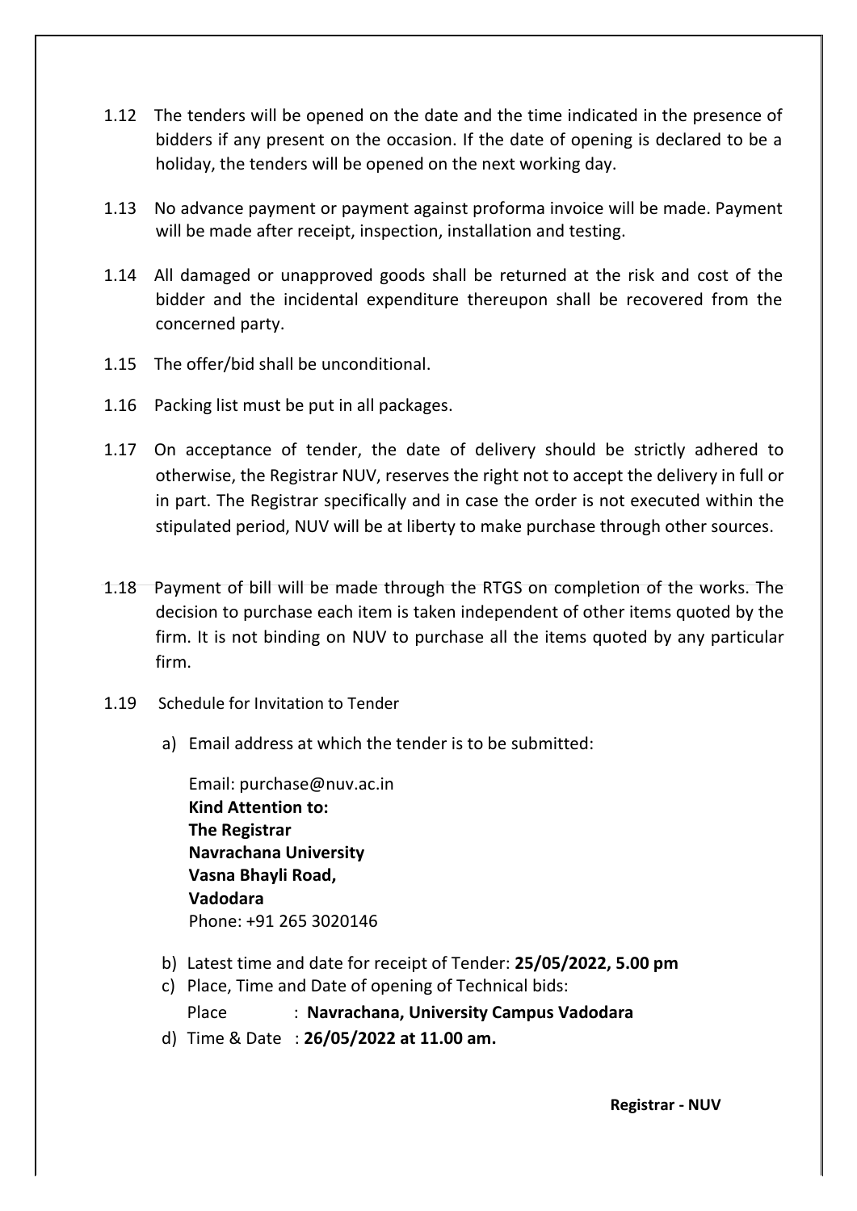1.12 The tenders will be opened on the date and the time indicated in the presence of bidders if any present on the occasion. If the date of opening is declared to be a holiday, the tenders will be opened on the next working day.

1.13 No advance payment or payment against proforma invoice will be made. Payment will be made after receipt, inspection, installation and testing.

1.14 All damaged or unapproved goods shall be returned at the risk and cost of the bidder and the incidental expenditure thereupon shall be recovered from the concerned party.

1.15 The offer/bid shall be unconditional.

1.16 Packing list must be put in all packages.

1.17 On acceptance of tender, the date of delivery should be strictly adhered to otherwise, the Registrar NUV, reserves the right not to accept the delivery in full or in part. The Registrar specifically and in case the order is not executed within the stipulated period, NUV will be at liberty to make purchase through other sources.

1.18 Payment of bill will be made through the RTGS on completion of the works. The decision to purchase each item is taken independent of other items quoted by the firm. It is not binding on NUV to purchase all the items quoted by any particular firm.

1.19 Schedule for Invitation to Tender

a) Email address at which the tender is to be submitted:

Email: purchase@nuv.ac.in  
**Kind Attention to:**  
**The Registrar**  
**Navrachana University**  
**Vasna Bhayli Road,**  
**Vadodara**  
Phone: +91 265 3020146

b) Latest time and date for receipt of Tender: **25/05/2022, 5.00 pm**

c) Place, Time and Date of opening of Technical bids:

Place : **Navrachana, University Campus Vadodara**

d) Time & Date : **26/05/2022 at 11.00 am.**

**Registrar - NUV**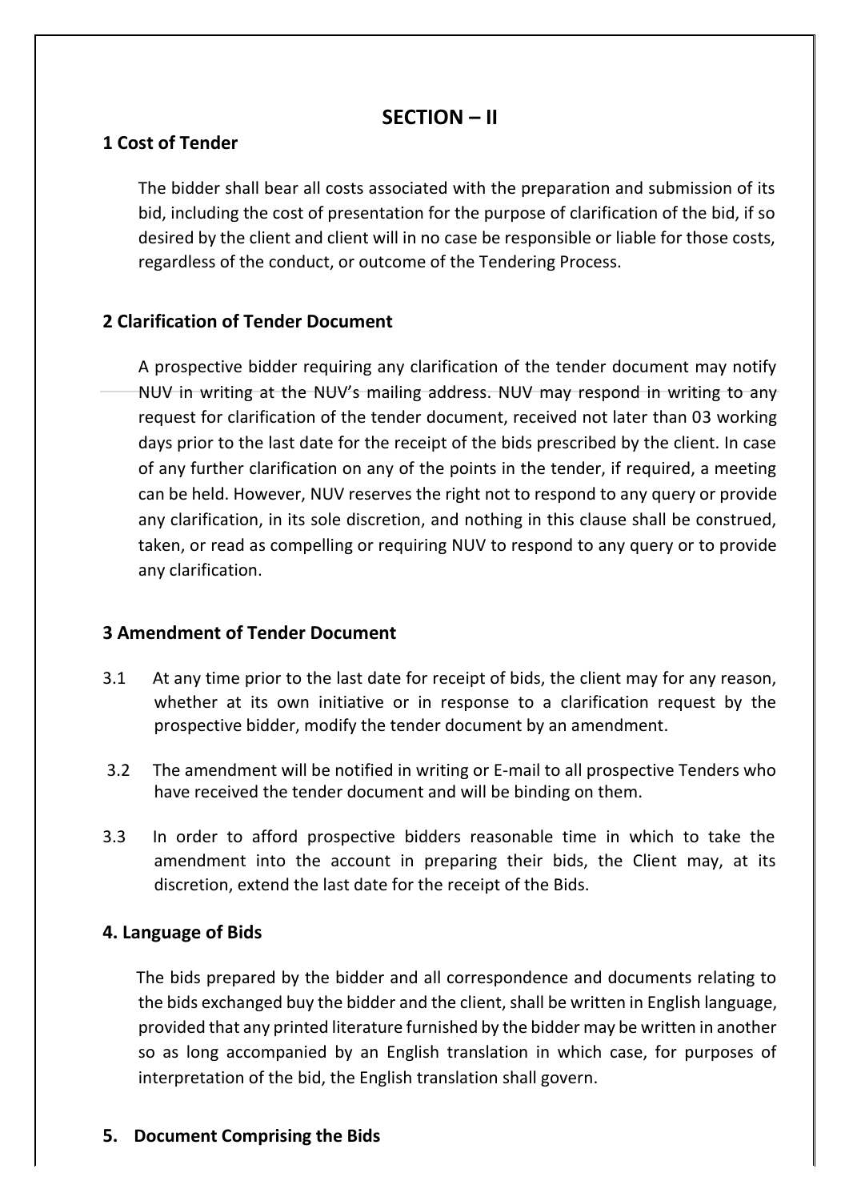## SECTION – II

### 1 Cost of Tender

The bidder shall bear all costs associated with the preparation and submission of its bid, including the cost of presentation for the purpose of clarification of the bid, if so desired by the client and client will in no case be responsible or liable for those costs, regardless of the conduct, or outcome of the Tendering Process.

### 2 Clarification of Tender Document

A prospective bidder requiring any clarification of the tender document may notify NUV in writing at the NUV's mailing address. NUV may respond in writing to any request for clarification of the tender document, received not later than 03 working days prior to the last date for the receipt of the bids prescribed by the client. In case of any further clarification on any of the points in the tender, if required, a meeting can be held. However, NUV reserves the right not to respond to any query or provide any clarification, in its sole discretion, and nothing in this clause shall be construed, taken, or read as compelling or requiring NUV to respond to any query or to provide any clarification.

### 3 Amendment of Tender Document

3.1 At any time prior to the last date for receipt of bids, the client may for any reason, whether at its own initiative or in response to a clarification request by the prospective bidder, modify the tender document by an amendment.

3.2 The amendment will be notified in writing or E-mail to all prospective Tenders who have received the tender document and will be binding on them.

3.3 In order to afford prospective bidders reasonable time in which to take the amendment into the account in preparing their bids, the Client may, at its discretion, extend the last date for the receipt of the Bids.

### 4. Language of Bids

The bids prepared by the bidder and all correspondence and documents relating to the bids exchanged buy the bidder and the client, shall be written in English language, provided that any printed literature furnished by the bidder may be written in another so as long accompanied by an English translation in which case, for purposes of interpretation of the bid, the English translation shall govern.

### 5. Document Comprising the Bids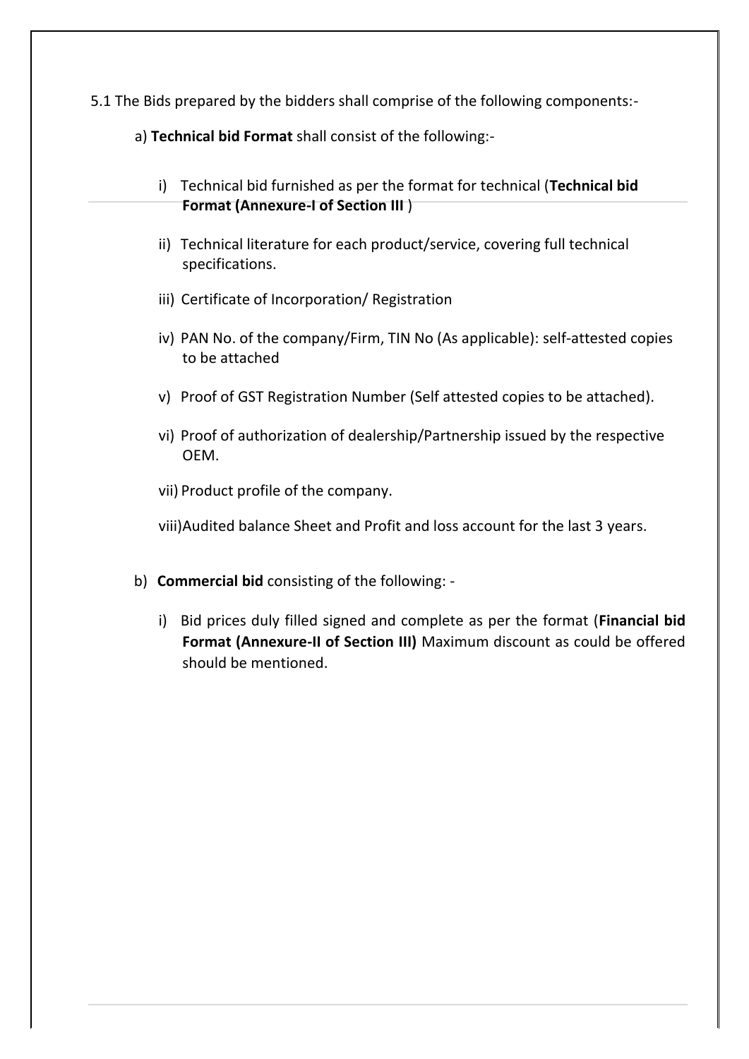5.1 The Bids prepared by the bidders shall comprise of the following components:-

a) **Technical bid Format** shall consist of the following:-

i) Technical bid furnished as per the format for technical (**Technical bid Format (Annexure-I of Section III** )

ii) Technical literature for each product/service, covering full technical specifications.

iii) Certificate of Incorporation/ Registration

iv) PAN No. of the company/Firm, TIN No (As applicable): self-attested copies to be attached

v) Proof of GST Registration Number (Self attested copies to be attached).

vi) Proof of authorization of dealership/Partnership issued by the respective OEM.

vii) Product profile of the company.

viii)Audited balance Sheet and Profit and loss account for the last 3 years.

b) **Commercial bid** consisting of the following: -

i) Bid prices duly filled signed and complete as per the format (**Financial bid Format (Annexure-II of Section III)** Maximum discount as could be offered should be mentioned.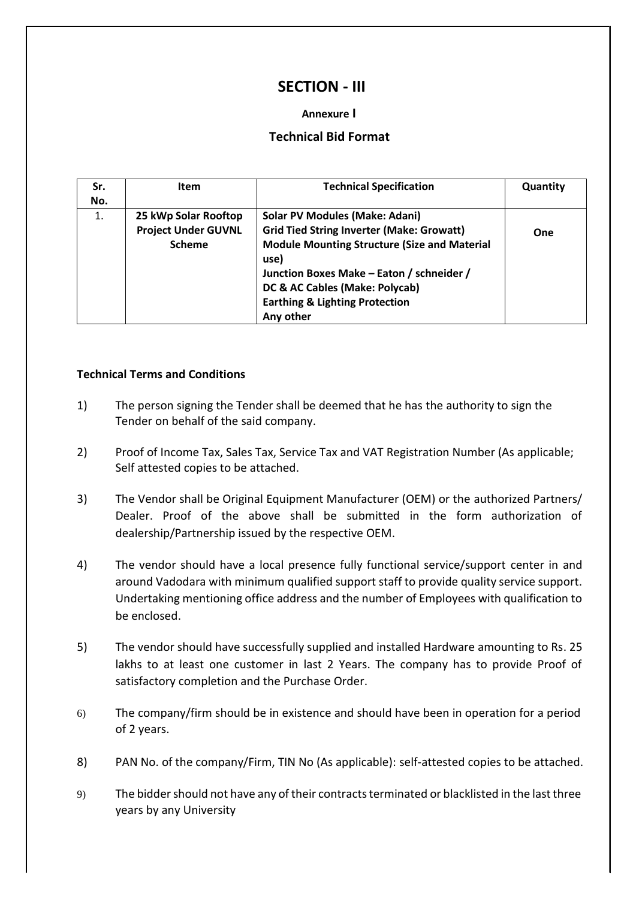# SECTION - III

**Annexure I**

## Technical Bid Format

| Sr. No. | Item | Technical Specification | Quantity |
|---|---|---|---|
| 1. | **25 kWp Solar Rooftop Project Under GUVNL Scheme** | **Solar PV Modules (Make: Adani)**<br>**Grid Tied String Inverter (Make: Growatt)**<br>**Module Mounting Structure (Size and Material use)**<br>**Junction Boxes Make – Eaton / schneider /**<br>**DC & AC Cables (Make: Polycab)**<br>**Earthing & Lighting Protection**<br>**Any other** | **One** |

### Technical Terms and Conditions

1) The person signing the Tender shall be deemed that he has the authority to sign the Tender on behalf of the said company.

2) Proof of Income Tax, Sales Tax, Service Tax and VAT Registration Number (As applicable; Self attested copies to be attached.

3) The Vendor shall be Original Equipment Manufacturer (OEM) or the authorized Partners/ Dealer. Proof of the above shall be submitted in the form authorization of dealership/Partnership issued by the respective OEM.

4) The vendor should have a local presence fully functional service/support center in and around Vadodara with minimum qualified support staff to provide quality service support. Undertaking mentioning office address and the number of Employees with qualification to be enclosed.

5) The vendor should have successfully supplied and installed Hardware amounting to Rs. 25 lakhs to at least one customer in last 2 Years. The company has to provide Proof of satisfactory completion and the Purchase Order.

6) The company/firm should be in existence and should have been in operation for a period of 2 years.

8) PAN No. of the company/Firm, TIN No (As applicable): self-attested copies to be attached.

9) The bidder should not have any of their contracts terminated or blacklisted in the last three years by any University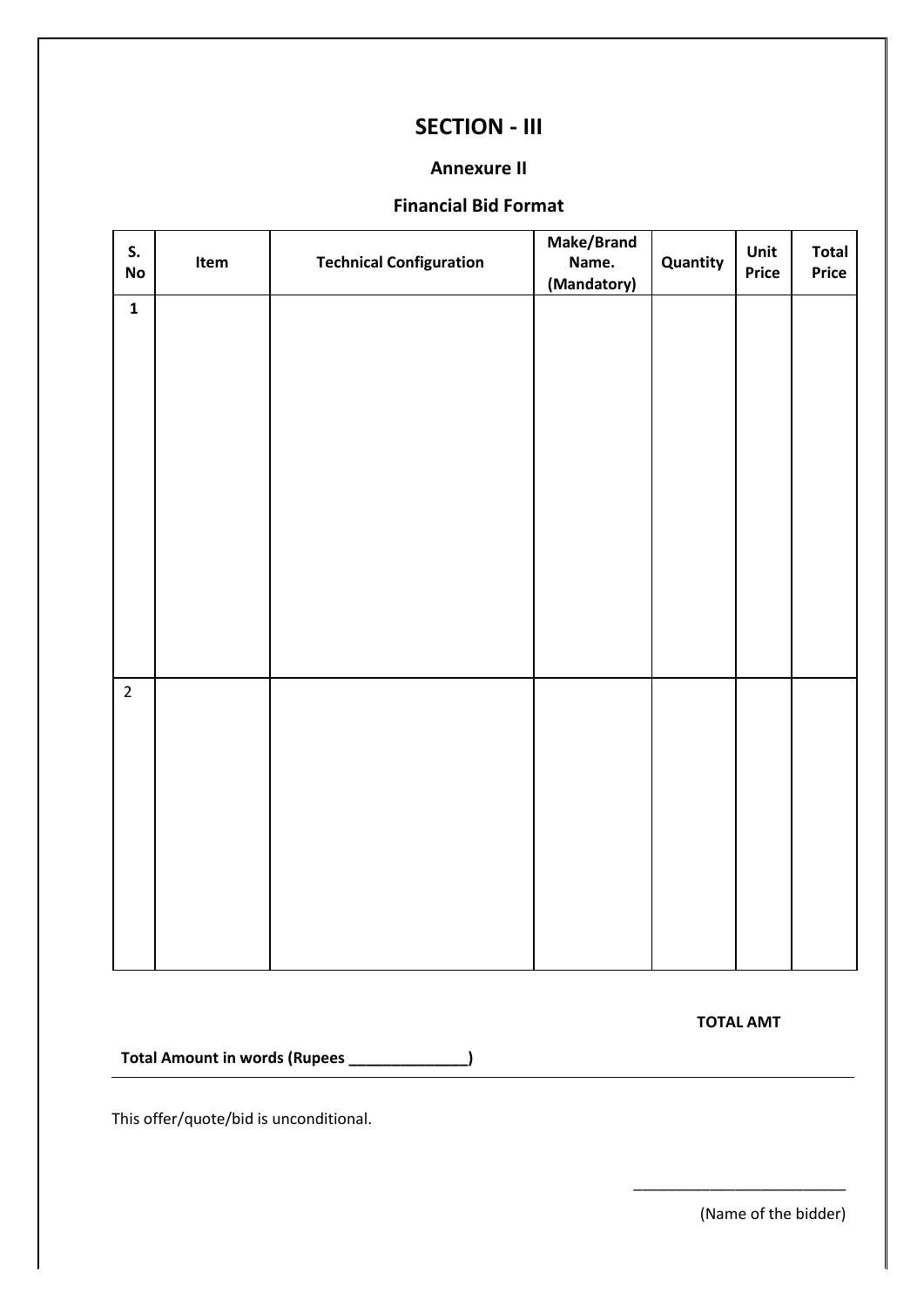# SECTION - III

## Annexure II

## Financial Bid Format

| S. No | Item | Technical Configuration | Make/Brand Name. (Mandatory) | Quantity | Unit Price | Total Price |
|---|---|---|---|---|---|---|
| **1** | | | | | | |
| 2 | | | | | | |

**TOTAL AMT**

**Total Amount in words (Rupees _______________)**

This offer/quote/bid is unconditional.

___________________________

(Name of the bidder)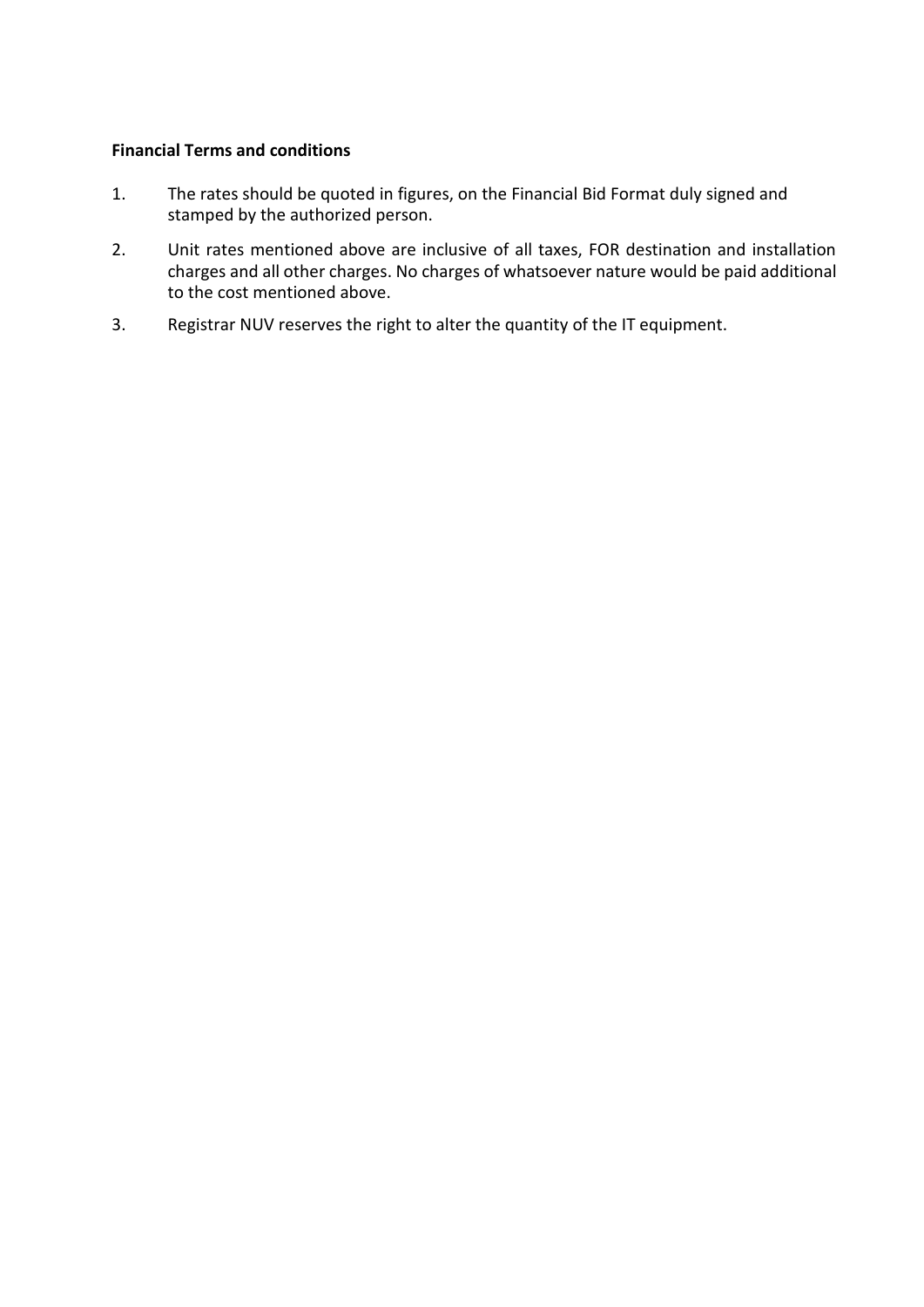**Financial Terms and conditions**

1. The rates should be quoted in figures, on the Financial Bid Format duly signed and stamped by the authorized person.
2. Unit rates mentioned above are inclusive of all taxes, FOR destination and installation charges and all other charges. No charges of whatsoever nature would be paid additional to the cost mentioned above.
3. Registrar NUV reserves the right to alter the quantity of the IT equipment.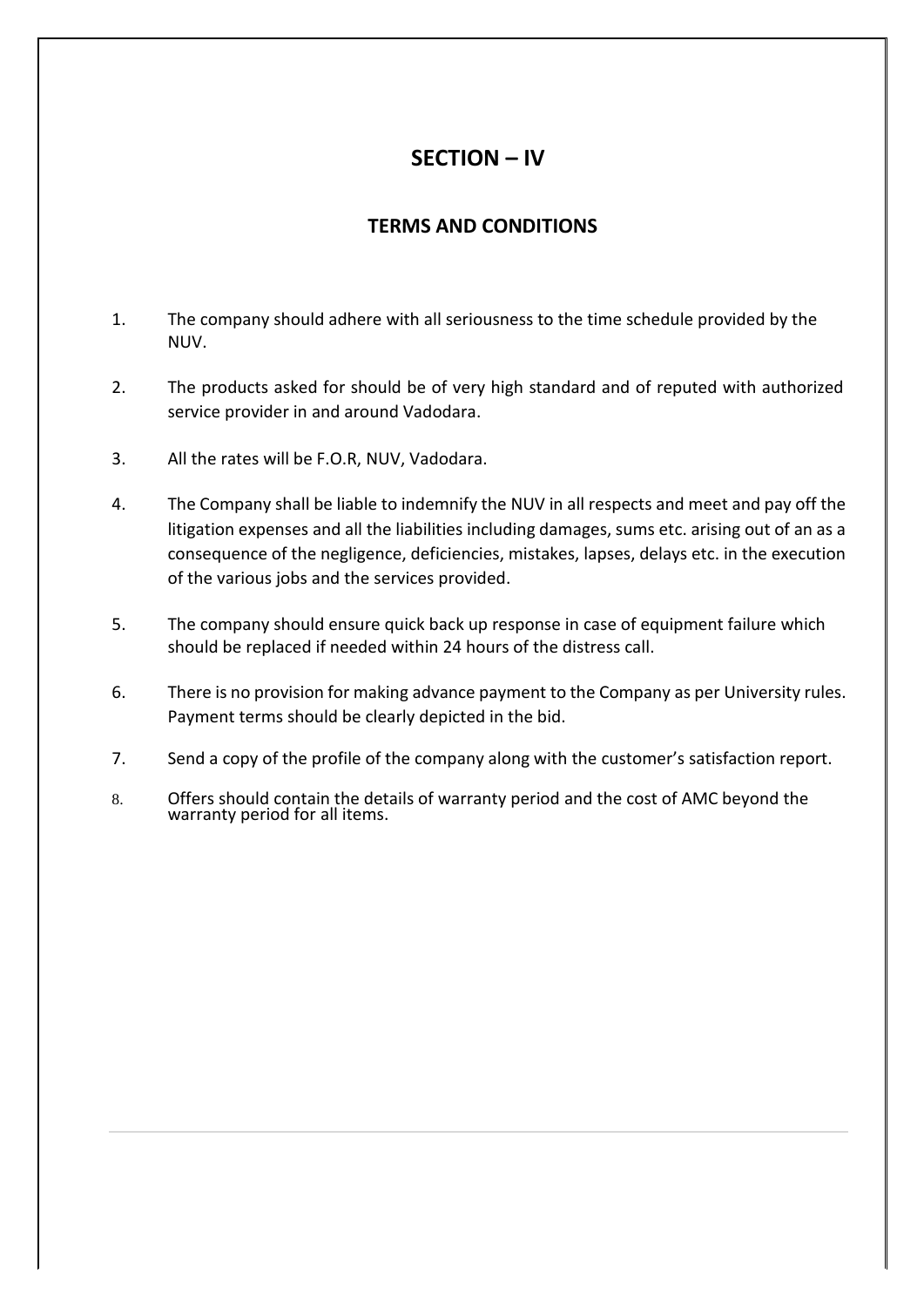# SECTION – IV

## TERMS AND CONDITIONS

1. The company should adhere with all seriousness to the time schedule provided by the NUV.

2. The products asked for should be of very high standard and of reputed with authorized service provider in and around Vadodara.

3. All the rates will be F.O.R, NUV, Vadodara.

4. The Company shall be liable to indemnify the NUV in all respects and meet and pay off the litigation expenses and all the liabilities including damages, sums etc. arising out of an as a consequence of the negligence, deficiencies, mistakes, lapses, delays etc. in the execution of the various jobs and the services provided.

5. The company should ensure quick back up response in case of equipment failure which should be replaced if needed within 24 hours of the distress call.

6. There is no provision for making advance payment to the Company as per University rules. Payment terms should be clearly depicted in the bid.

7. Send a copy of the profile of the company along with the customer's satisfaction report.

8. Offers should contain the details of warranty period and the cost of AMC beyond the warranty period for all items.